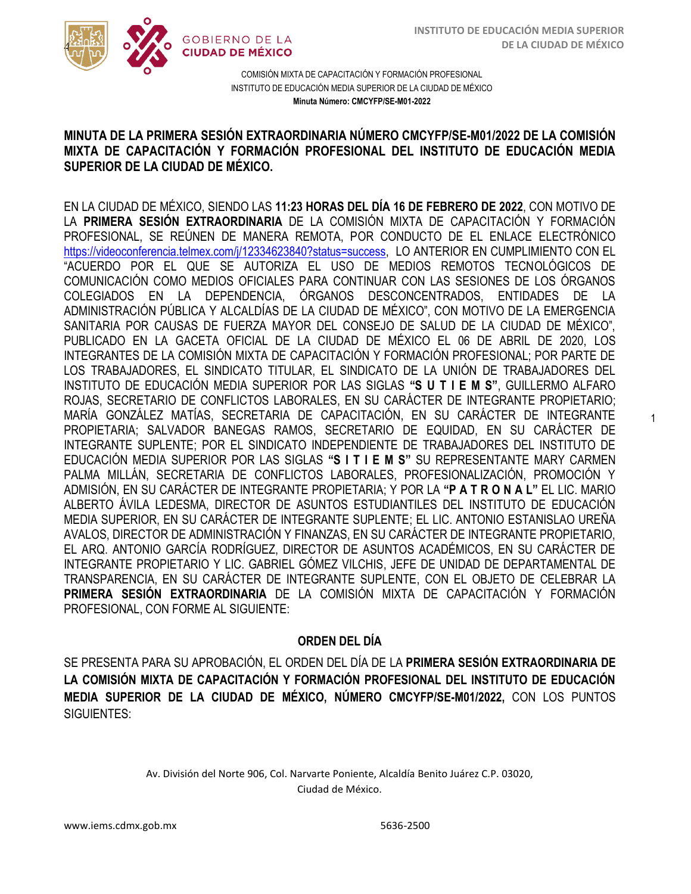COMISIÓN MIXTA DE CAPACITACIÓN Y FORMACIÓN PROFESIONAL
INSTITUTO DE EDUCACIÓN MEDIA SUPERIOR DE LA CIUDAD DE MÉXICO
**Minuta Número: CMCYFP/SE-M01-2022**

## MINUTA DE LA PRIMERA SESIÓN EXTRAORDINARIA NÚMERO CMCYFP/SE-M01/2022 DE LA COMISIÓN MIXTA DE CAPACITACIÓN Y FORMACIÓN PROFESIONAL DEL INSTITUTO DE EDUCACIÓN MEDIA SUPERIOR DE LA CIUDAD DE MÉXICO.

EN LA CIUDAD DE MÉXICO, SIENDO LAS **11:23 HORAS DEL DÍA 16 DE FEBRERO DE 2022**, CON MOTIVO DE LA **PRIMERA SESIÓN EXTRAORDINARIA** DE LA COMISIÓN MIXTA DE CAPACITACIÓN Y FORMACIÓN PROFESIONAL, SE REÚNEN DE MANERA REMOTA, POR CONDUCTO DE EL ENLACE ELECTRÓNICO https://videoconferencia.telmex.com/j/12334623840?status=success, LO ANTERIOR EN CUMPLIMIENTO CON EL "ACUERDO POR EL QUE SE AUTORIZA EL USO DE MEDIOS REMOTOS TECNOLÓGICOS DE COMUNICACIÓN COMO MEDIOS OFICIALES PARA CONTINUAR CON LAS SESIONES DE LOS ÓRGANOS COLEGIADOS EN LA DEPENDENCIA, ÓRGANOS DESCONCENTRADOS, ENTIDADES DE LA ADMINISTRACIÓN PÚBLICA Y ALCALDÍAS DE LA CIUDAD DE MÉXICO", CON MOTIVO DE LA EMERGENCIA SANITARIA POR CAUSAS DE FUERZA MAYOR DEL CONSEJO DE SALUD DE LA CIUDAD DE MÉXICO", PUBLICADO EN LA GACETA OFICIAL DE LA CIUDAD DE MÉXICO EL 06 DE ABRIL DE 2020, LOS INTEGRANTES DE LA COMISIÓN MIXTA DE CAPACITACIÓN Y FORMACIÓN PROFESIONAL; POR PARTE DE LOS TRABAJADORES, EL SINDICATO TITULAR, EL SINDICATO DE LA UNIÓN DE TRABAJADORES DEL INSTITUTO DE EDUCACIÓN MEDIA SUPERIOR POR LAS SIGLAS **"S U T I E M S"**, GUILLERMO ALFARO ROJAS, SECRETARIO DE CONFLICTOS LABORALES, EN SU CARÁCTER DE INTEGRANTE PROPIETARIO; MARÍA GONZÁLEZ MATÍAS, SECRETARIA DE CAPACITACIÓN, EN SU CARÁCTER DE INTEGRANTE PROPIETARIA; SALVADOR BANEGAS RAMOS, SECRETARIO DE EQUIDAD, EN SU CARÁCTER DE INTEGRANTE SUPLENTE; POR EL SINDICATO INDEPENDIENTE DE TRABAJADORES DEL INSTITUTO DE EDUCACIÓN MEDIA SUPERIOR POR LAS SIGLAS **"S I T I E M S"** SU REPRESENTANTE MARY CARMEN PALMA MILLÁN, SECRETARIA DE CONFLICTOS LABORALES, PROFESIONALIZACIÓN, PROMOCIÓN Y ADMISIÓN, EN SU CARÁCTER DE INTEGRANTE PROPIETARIA; Y POR LA **"P A T R O N A L"** EL LIC. MARIO ALBERTO ÁVILA LEDESMA, DIRECTOR DE ASUNTOS ESTUDIANTILES DEL INSTITUTO DE EDUCACIÓN MEDIA SUPERIOR, EN SU CARÁCTER DE INTEGRANTE SUPLENTE; EL LIC. ANTONIO ESTANISLAO UREÑA AVALOS, DIRECTOR DE ADMINISTRACIÓN Y FINANZAS, EN SU CARÁCTER DE INTEGRANTE PROPIETARIO, EL ARQ. ANTONIO GARCÍA RODRÍGUEZ, DIRECTOR DE ASUNTOS ACADÉMICOS, EN SU CARÁCTER DE INTEGRANTE PROPIETARIO Y LIC. GABRIEL GÓMEZ VILCHIS, JEFE DE UNIDAD DE DEPARTAMENTAL DE TRANSPARENCIA, EN SU CARÁCTER DE INTEGRANTE SUPLENTE, CON EL OBJETO DE CELEBRAR LA **PRIMERA SESIÓN EXTRAORDINARIA** DE LA COMISIÓN MIXTA DE CAPACITACIÓN Y FORMACIÓN PROFESIONAL, CON FORME AL SIGUIENTE:

### ORDEN DEL DÍA

SE PRESENTA PARA SU APROBACIÓN, EL ORDEN DEL DÍA DE LA **PRIMERA SESIÓN EXTRAORDINARIA DE LA COMISIÓN MIXTA DE CAPACITACIÓN Y FORMACIÓN PROFESIONAL DEL INSTITUTO DE EDUCACIÓN MEDIA SUPERIOR DE LA CIUDAD DE MÉXICO, NÚMERO CMCYFP/SE-M01/2022,** CON LOS PUNTOS SIGUIENTES: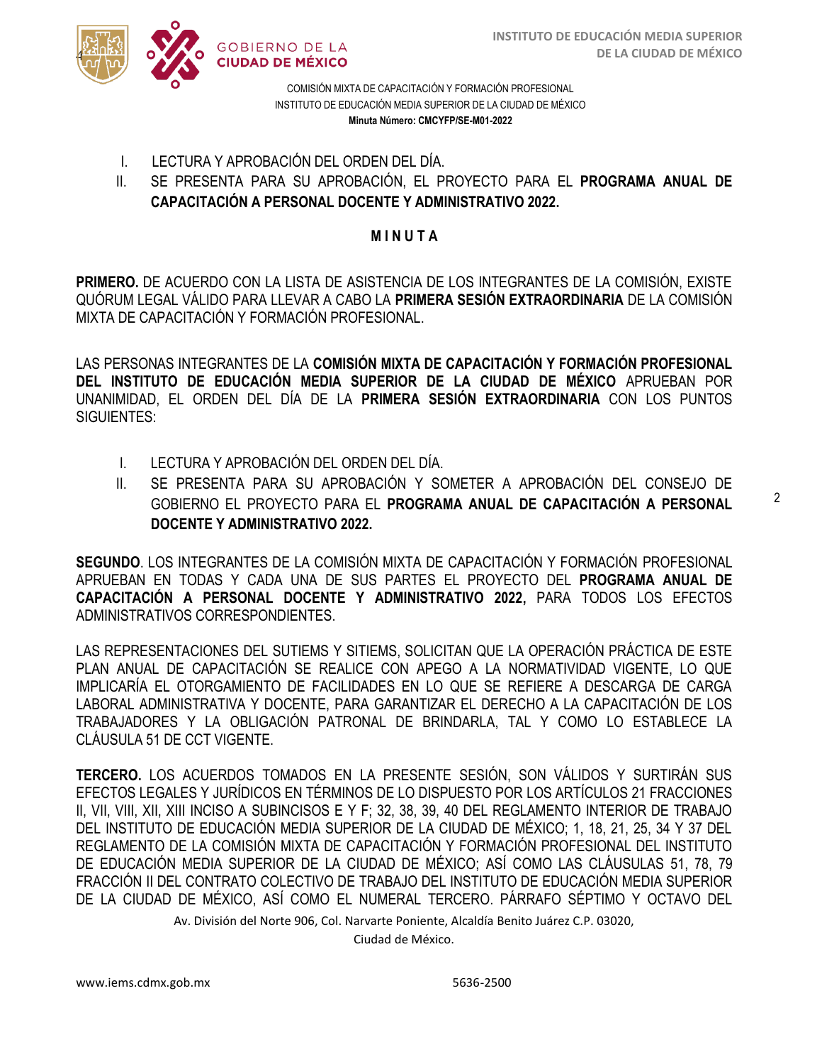COMISIÓN MIXTA DE CAPACITACIÓN Y FORMACIÓN PROFESIONAL
INSTITUTO DE EDUCACIÓN MEDIA SUPERIOR DE LA CIUDAD DE MÉXICO
**Minuta Número: CMCYFP/SE-M01-2022**

I. LECTURA Y APROBACIÓN DEL ORDEN DEL DÍA.
II. SE PRESENTA PARA SU APROBACIÓN, EL PROYECTO PARA EL **PROGRAMA ANUAL DE CAPACITACIÓN A PERSONAL DOCENTE Y ADMINISTRATIVO 2022.**

## M I N U T A

**PRIMERO.** DE ACUERDO CON LA LISTA DE ASISTENCIA DE LOS INTEGRANTES DE LA COMISIÓN, EXISTE QUÓRUM LEGAL VÁLIDO PARA LLEVAR A CABO LA **PRIMERA SESIÓN EXTRAORDINARIA** DE LA COMISIÓN MIXTA DE CAPACITACIÓN Y FORMACIÓN PROFESIONAL.

LAS PERSONAS INTEGRANTES DE LA **COMISIÓN MIXTA DE CAPACITACIÓN Y FORMACIÓN PROFESIONAL DEL INSTITUTO DE EDUCACIÓN MEDIA SUPERIOR DE LA CIUDAD DE MÉXICO** APRUEBAN POR UNANIMIDAD, EL ORDEN DEL DÍA DE LA **PRIMERA SESIÓN EXTRAORDINARIA** CON LOS PUNTOS SIGUIENTES:

I. LECTURA Y APROBACIÓN DEL ORDEN DEL DÍA.
II. SE PRESENTA PARA SU APROBACIÓN Y SOMETER A APROBACIÓN DEL CONSEJO DE GOBIERNO EL PROYECTO PARA EL **PROGRAMA ANUAL DE CAPACITACIÓN A PERSONAL DOCENTE Y ADMINISTRATIVO 2022.**

**SEGUNDO**. LOS INTEGRANTES DE LA COMISIÓN MIXTA DE CAPACITACIÓN Y FORMACIÓN PROFESIONAL APRUEBAN EN TODAS Y CADA UNA DE SUS PARTES EL PROYECTO DEL **PROGRAMA ANUAL DE CAPACITACIÓN A PERSONAL DOCENTE Y ADMINISTRATIVO 2022,** PARA TODOS LOS EFECTOS ADMINISTRATIVOS CORRESPONDIENTES.

LAS REPRESENTACIONES DEL SUTIEMS Y SITIEMS, SOLICITAN QUE LA OPERACIÓN PRÁCTICA DE ESTE PLAN ANUAL DE CAPACITACIÓN SE REALICE CON APEGO A LA NORMATIVIDAD VIGENTE, LO QUE IMPLICARÍA EL OTORGAMIENTO DE FACILIDADES EN LO QUE SE REFIERE A DESCARGA DE CARGA LABORAL ADMINISTRATIVA Y DOCENTE, PARA GARANTIZAR EL DERECHO A LA CAPACITACIÓN DE LOS TRABAJADORES Y LA OBLIGACIÓN PATRONAL DE BRINDARLA, TAL Y COMO LO ESTABLECE LA CLÁUSULA 51 DE CCT VIGENTE.

**TERCERO.** LOS ACUERDOS TOMADOS EN LA PRESENTE SESIÓN, SON VÁLIDOS Y SURTIRÁN SUS EFECTOS LEGALES Y JURÍDICOS EN TÉRMINOS DE LO DISPUESTO POR LOS ARTÍCULOS 21 FRACCIONES II, VII, VIII, XII, XIII INCISO A SUBINCISOS E Y F; 32, 38, 39, 40 DEL REGLAMENTO INTERIOR DE TRABAJO DEL INSTITUTO DE EDUCACIÓN MEDIA SUPERIOR DE LA CIUDAD DE MÉXICO; 1, 18, 21, 25, 34 Y 37 DEL REGLAMENTO DE LA COMISIÓN MIXTA DE CAPACITACIÓN Y FORMACIÓN PROFESIONAL DEL INSTITUTO DE EDUCACIÓN MEDIA SUPERIOR DE LA CIUDAD DE MÉXICO; ASÍ COMO LAS CLÁUSULAS 51, 78, 79 FRACCIÓN II DEL CONTRATO COLECTIVO DE TRABAJO DEL INSTITUTO DE EDUCACIÓN MEDIA SUPERIOR DE LA CIUDAD DE MÉXICO, ASÍ COMO EL NUMERAL TERCERO. PÁRRAFO SÉPTIMO Y OCTAVO DEL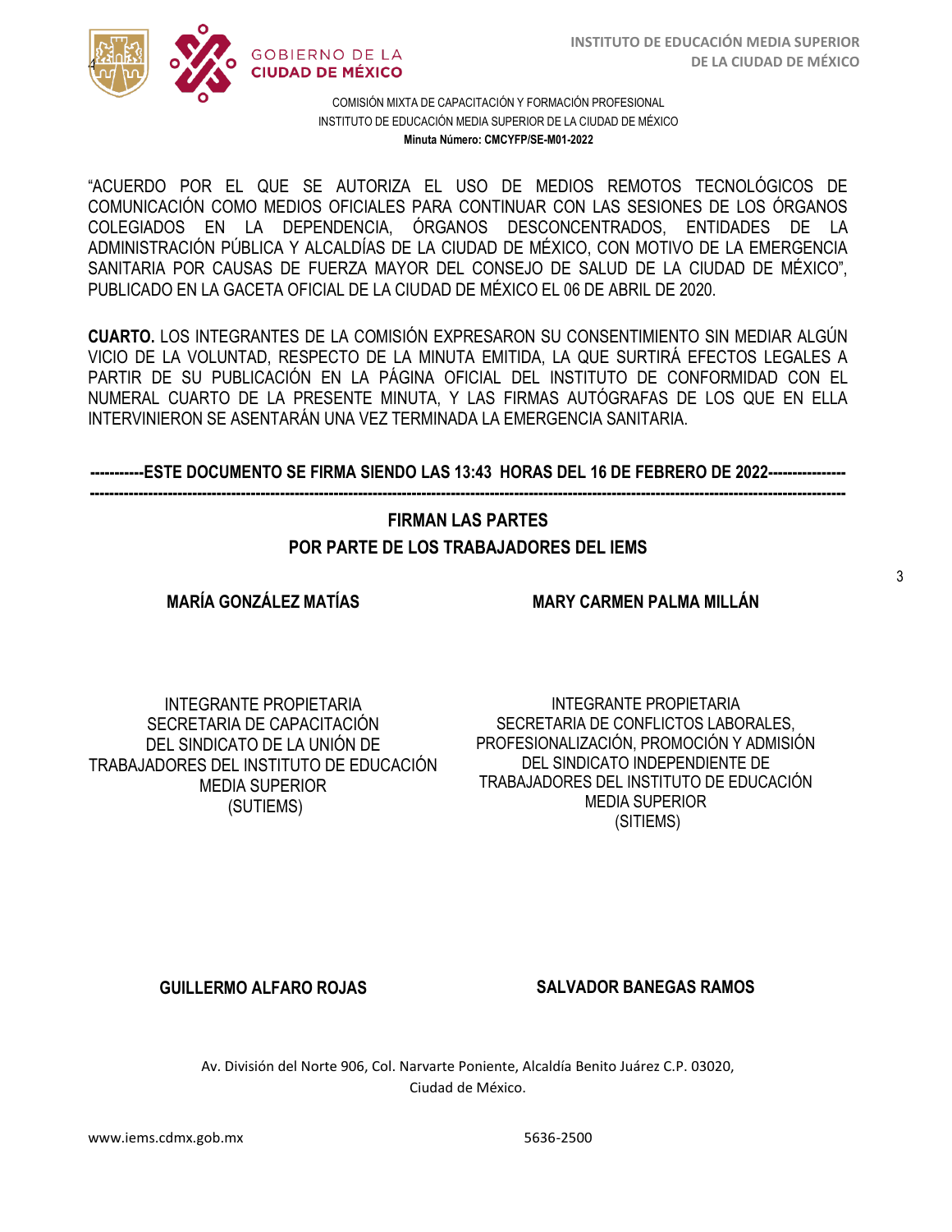COMISIÓN MIXTA DE CAPACITACIÓN Y FORMACIÓN PROFESIONAL
INSTITUTO DE EDUCACIÓN MEDIA SUPERIOR DE LA CIUDAD DE MÉXICO
**Minuta Número: CMCYFP/SE-M01-2022**

"ACUERDO POR EL QUE SE AUTORIZA EL USO DE MEDIOS REMOTOS TECNOLÓGICOS DE COMUNICACIÓN COMO MEDIOS OFICIALES PARA CONTINUAR CON LAS SESIONES DE LOS ÓRGANOS COLEGIADOS EN LA DEPENDENCIA, ÓRGANOS DESCONCENTRADOS, ENTIDADES DE LA ADMINISTRACIÓN PÚBLICA Y ALCALDÍAS DE LA CIUDAD DE MÉXICO, CON MOTIVO DE LA EMERGENCIA SANITARIA POR CAUSAS DE FUERZA MAYOR DEL CONSEJO DE SALUD DE LA CIUDAD DE MÉXICO", PUBLICADO EN LA GACETA OFICIAL DE LA CIUDAD DE MÉXICO EL 06 DE ABRIL DE 2020.

**CUARTO.** LOS INTEGRANTES DE LA COMISIÓN EXPRESARON SU CONSENTIMIENTO SIN MEDIAR ALGÚN VICIO DE LA VOLUNTAD, RESPECTO DE LA MINUTA EMITIDA, LA QUE SURTIRÁ EFECTOS LEGALES A PARTIR DE SU PUBLICACIÓN EN LA PÁGINA OFICIAL DEL INSTITUTO DE CONFORMIDAD CON EL NUMERAL CUARTO DE LA PRESENTE MINUTA, Y LAS FIRMAS AUTÓGRAFAS DE LOS QUE EN ELLA INTERVINIERON SE ASENTARÁN UNA VEZ TERMINADA LA EMERGENCIA SANITARIA.

**-----------ESTE DOCUMENTO SE FIRMA SIENDO LAS 13:43 HORAS DEL 16 DE FEBRERO DE 2022----------------**

**FIRMAN LAS PARTES**

**POR PARTE DE LOS TRABAJADORES DEL IEMS**

**MARÍA GONZÁLEZ MATÍAS**

INTEGRANTE PROPIETARIA
SECRETARIA DE CAPACITACIÓN
DEL SINDICATO DE LA UNIÓN DE TRABAJADORES DEL INSTITUTO DE EDUCACIÓN MEDIA SUPERIOR
(SUTIEMS)

**MARY CARMEN PALMA MILLÁN**

INTEGRANTE PROPIETARIA
SECRETARIA DE CONFLICTOS LABORALES, PROFESIONALIZACIÓN, PROMOCIÓN Y ADMISIÓN DEL SINDICATO INDEPENDIENTE DE TRABAJADORES DEL INSTITUTO DE EDUCACIÓN MEDIA SUPERIOR
(SITIEMS)

**GUILLERMO ALFARO ROJAS**

**SALVADOR BANEGAS RAMOS**

Av. División del Norte 906, Col. Narvarte Poniente, Alcaldía Benito Juárez C.P. 03020, Ciudad de México.

www.iems.cdmx.gob.mx 5636-2500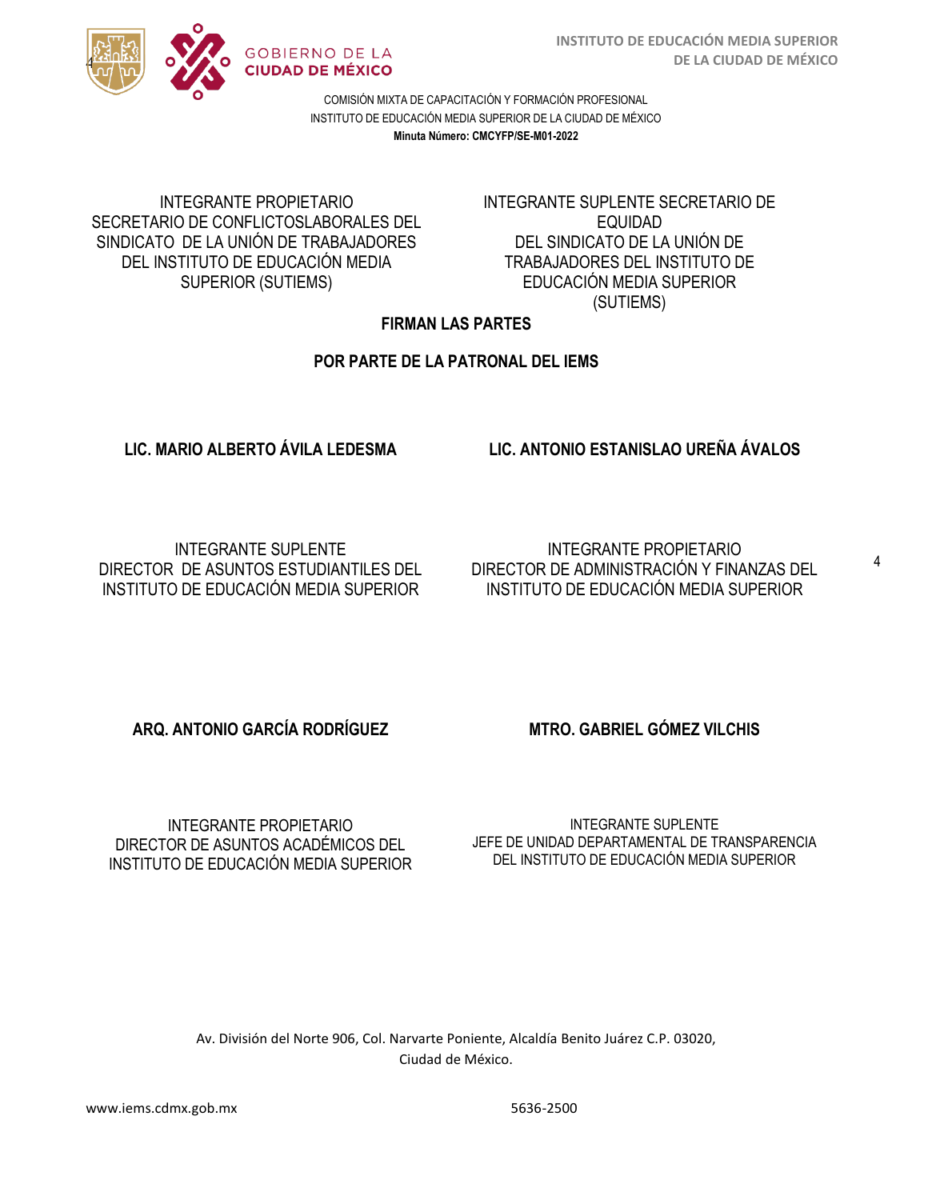INTEGRANTE PROPIETARIO
SECRETARIO DE CONFLICTOSLABORALES DEL SINDICATO DE LA UNIÓN DE TRABAJADORES DEL INSTITUTO DE EDUCACIÓN MEDIA SUPERIOR (SUTIEMS)

INTEGRANTE SUPLENTE SECRETARIO DE EQUIDAD
DEL SINDICATO DE LA UNIÓN DE TRABAJADORES DEL INSTITUTO DE EDUCACIÓN MEDIA SUPERIOR (SUTIEMS)

**FIRMAN LAS PARTES**

**POR PARTE DE LA PATRONAL DEL IEMS**

**LIC. MARIO ALBERTO ÁVILA LEDESMA**

INTEGRANTE SUPLENTE
DIRECTOR DE ASUNTOS ESTUDIANTILES DEL INSTITUTO DE EDUCACIÓN MEDIA SUPERIOR

**LIC. ANTONIO ESTANISLAO UREÑA ÁVALOS**

INTEGRANTE PROPIETARIO
DIRECTOR DE ADMINISTRACIÓN Y FINANZAS DEL INSTITUTO DE EDUCACIÓN MEDIA SUPERIOR

**ARQ. ANTONIO GARCÍA RODRÍGUEZ**

INTEGRANTE PROPIETARIO
DIRECTOR DE ASUNTOS ACADÉMICOS DEL INSTITUTO DE EDUCACIÓN MEDIA SUPERIOR

**MTRO. GABRIEL GÓMEZ VILCHIS**

INTEGRANTE SUPLENTE
JEFE DE UNIDAD DEPARTAMENTAL DE TRANSPARENCIA DEL INSTITUTO DE EDUCACIÓN MEDIA SUPERIOR